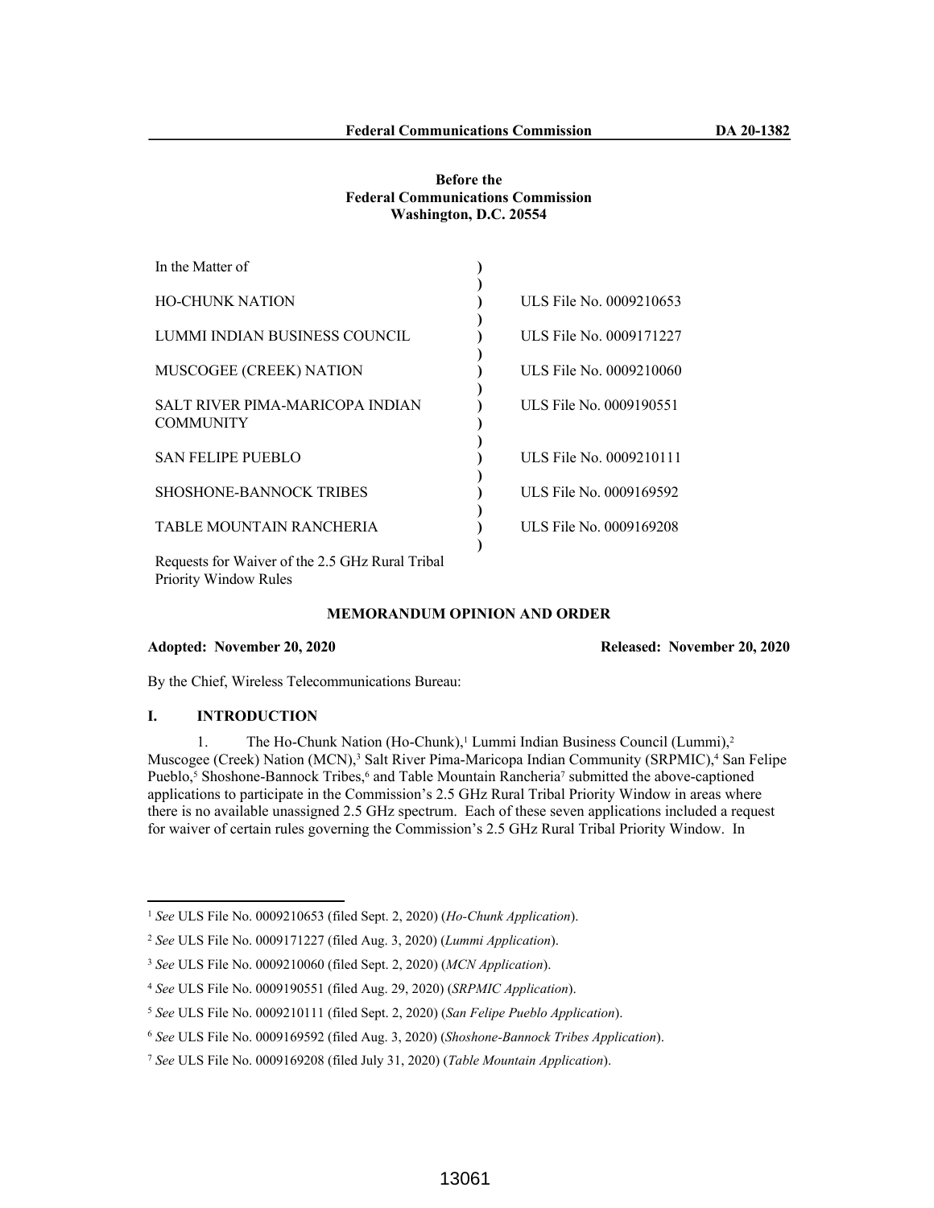**Before the**
**Federal Communications Commission**
**Washington, D.C. 20554**

| In the Matter of | ) | |
|---|---|---|
| | ) | |
| HO-CHUNK NATION | ) | ULS File No. 0009210653 |
| | ) | |
| LUMMI INDIAN BUSINESS COUNCIL | ) | ULS File No. 0009171227 |
| | ) | |
| MUSCOGEE (CREEK) NATION | ) | ULS File No. 0009210060 |
| | ) | |
| SALT RIVER PIMA-MARICOPA INDIAN COMMUNITY | ) | ULS File No. 0009190551 |
| | ) | |
| SAN FELIPE PUEBLO | ) | ULS File No. 0009210111 |
| | ) | |
| SHOSHONE-BANNOCK TRIBES | ) | ULS File No. 0009169592 |
| | ) | |
| TABLE MOUNTAIN RANCHERIA | ) | ULS File No. 0009169208 |
| | ) | |
| Requests for Waiver of the 2.5 GHz Rural Tribal Priority Window Rules | | |

## MEMORANDUM OPINION AND ORDER

**Adopted: November 20, 2020** **Released: November 20, 2020**

By the Chief, Wireless Telecommunications Bureau:

## I. INTRODUCTION

1. The Ho-Chunk Nation (Ho-Chunk),[1] Lummi Indian Business Council (Lummi),[2] Muscogee (Creek) Nation (MCN),[3] Salt River Pima-Maricopa Indian Community (SRPMIC),[4] San Felipe Pueblo,[5] Shoshone-Bannock Tribes,[6] and Table Mountain Rancheria[7] submitted the above-captioned applications to participate in the Commission's 2.5 GHz Rural Tribal Priority Window in areas where there is no available unassigned 2.5 GHz spectrum. Each of these seven applications included a request for waiver of certain rules governing the Commission's 2.5 GHz Rural Tribal Priority Window. In

---

[1] *See* ULS File No. 0009210653 (filed Sept. 2, 2020) (*Ho-Chunk Application*).

[2] *See* ULS File No. 0009171227 (filed Aug. 3, 2020) (*Lummi Application*).

[3] *See* ULS File No. 0009210060 (filed Sept. 2, 2020) (*MCN Application*).

[4] *See* ULS File No. 0009190551 (filed Aug. 29, 2020) (*SRPMIC Application*).

[5] *See* ULS File No. 0009210111 (filed Sept. 2, 2020) (*San Felipe Pueblo Application*).

[6] *See* ULS File No. 0009169592 (filed Aug. 3, 2020) (*Shoshone-Bannock Tribes Application*).

[7] *See* ULS File No. 0009169208 (filed July 31, 2020) (*Table Mountain Application*).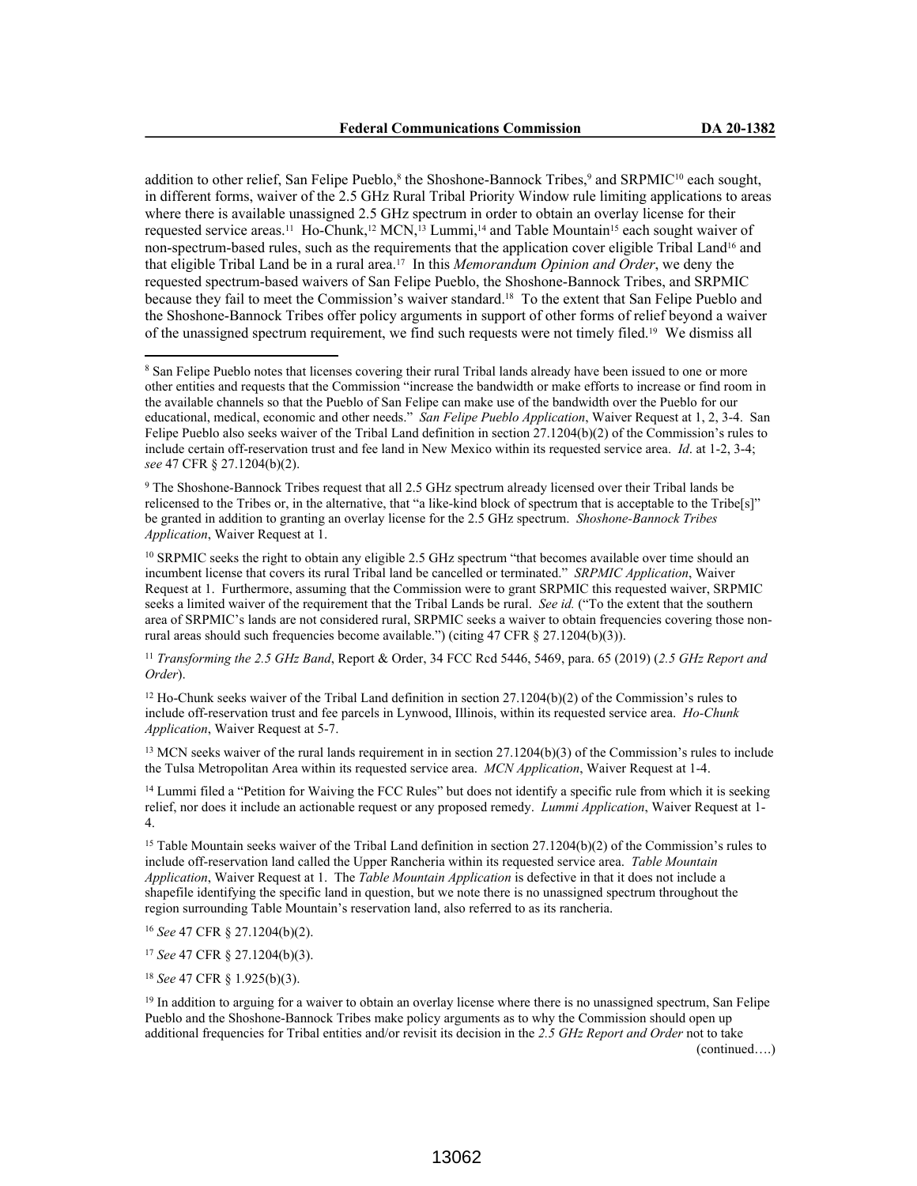addition to other relief, San Felipe Pueblo,[8] the Shoshone-Bannock Tribes,[9] and SRPMIC[10] each sought, in different forms, waiver of the 2.5 GHz Rural Tribal Priority Window rule limiting applications to areas where there is available unassigned 2.5 GHz spectrum in order to obtain an overlay license for their requested service areas.[11] Ho-Chunk,[12] MCN,[13] Lummi,[14] and Table Mountain[15] each sought waiver of non-spectrum-based rules, such as the requirements that the application cover eligible Tribal Land[16] and that eligible Tribal Land be in a rural area.[17] In this *Memorandum Opinion and Order*, we deny the requested spectrum-based waivers of San Felipe Pueblo, the Shoshone-Bannock Tribes, and SRPMIC because they fail to meet the Commission's waiver standard.[18] To the extent that San Felipe Pueblo and the Shoshone-Bannock Tribes offer policy arguments in support of other forms of relief beyond a waiver of the unassigned spectrum requirement, we find such requests were not timely filed.[19] We dismiss all

---

[8] San Felipe Pueblo notes that licenses covering their rural Tribal lands already have been issued to one or more other entities and requests that the Commission "increase the bandwidth or make efforts to increase or find room in the available channels so that the Pueblo of San Felipe can make use of the bandwidth over the Pueblo for our educational, medical, economic and other needs." *San Felipe Pueblo Application*, Waiver Request at 1, 2, 3-4. San Felipe Pueblo also seeks waiver of the Tribal Land definition in section 27.1204(b)(2) of the Commission's rules to include certain off-reservation trust and fee land in New Mexico within its requested service area. *Id*. at 1-2, 3-4; *see* 47 CFR § 27.1204(b)(2).

[9] The Shoshone-Bannock Tribes request that all 2.5 GHz spectrum already licensed over their Tribal lands be relicensed to the Tribes or, in the alternative, that "a like-kind block of spectrum that is acceptable to the Tribe[s]" be granted in addition to granting an overlay license for the 2.5 GHz spectrum. *Shoshone-Bannock Tribes Application*, Waiver Request at 1.

[10] SRPMIC seeks the right to obtain any eligible 2.5 GHz spectrum "that becomes available over time should an incumbent license that covers its rural Tribal land be cancelled or terminated." *SRPMIC Application*, Waiver Request at 1. Furthermore, assuming that the Commission were to grant SRPMIC this requested waiver, SRPMIC seeks a limited waiver of the requirement that the Tribal Lands be rural. *See id.* ("To the extent that the southern area of SRPMIC's lands are not considered rural, SRPMIC seeks a waiver to obtain frequencies covering those non-rural areas should such frequencies become available.") (citing 47 CFR § 27.1204(b)(3)).

[11] *Transforming the 2.5 GHz Band*, Report & Order, 34 FCC Rcd 5446, 5469, para. 65 (2019) (*2.5 GHz Report and Order*).

[12] Ho-Chunk seeks waiver of the Tribal Land definition in section 27.1204(b)(2) of the Commission's rules to include off-reservation trust and fee parcels in Lynwood, Illinois, within its requested service area. *Ho-Chunk Application*, Waiver Request at 5-7.

[13] MCN seeks waiver of the rural lands requirement in in section 27.1204(b)(3) of the Commission's rules to include the Tulsa Metropolitan Area within its requested service area. *MCN Application*, Waiver Request at 1-4.

[14] Lummi filed a "Petition for Waiving the FCC Rules" but does not identify a specific rule from which it is seeking relief, nor does it include an actionable request or any proposed remedy. *Lummi Application*, Waiver Request at 1-4.

[15] Table Mountain seeks waiver of the Tribal Land definition in section 27.1204(b)(2) of the Commission's rules to include off-reservation land called the Upper Rancheria within its requested service area. *Table Mountain Application*, Waiver Request at 1. The *Table Mountain Application* is defective in that it does not include a shapefile identifying the specific land in question, but we note there is no unassigned spectrum throughout the region surrounding Table Mountain's reservation land, also referred to as its rancheria.

[16] *See* 47 CFR § 27.1204(b)(2).

[17] *See* 47 CFR § 27.1204(b)(3).

[18] *See* 47 CFR § 1.925(b)(3).

[19] In addition to arguing for a waiver to obtain an overlay license where there is no unassigned spectrum, San Felipe Pueblo and the Shoshone-Bannock Tribes make policy arguments as to why the Commission should open up additional frequencies for Tribal entities and/or revisit its decision in the *2.5 GHz Report and Order* not to take

(continued….)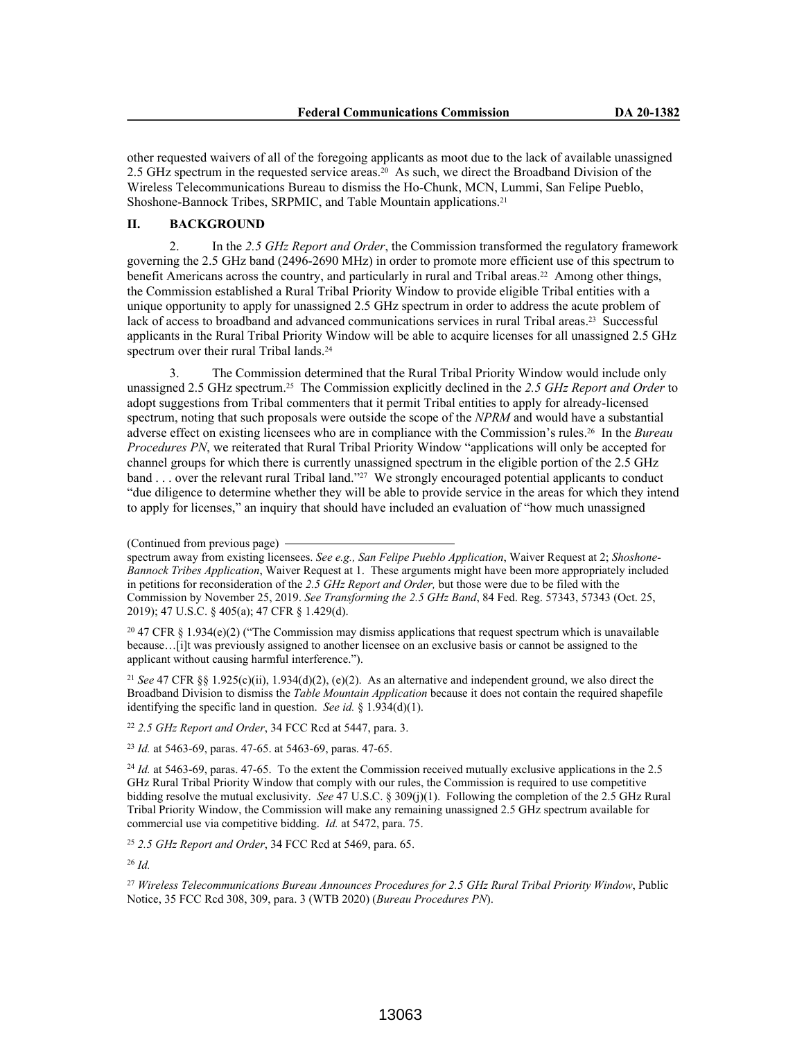other requested waivers of all of the foregoing applicants as moot due to the lack of available unassigned 2.5 GHz spectrum in the requested service areas.[20] As such, we direct the Broadband Division of the Wireless Telecommunications Bureau to dismiss the Ho-Chunk, MCN, Lummi, San Felipe Pueblo, Shoshone-Bannock Tribes, SRPMIC, and Table Mountain applications.[21]

## II. BACKGROUND

2. In the *2.5 GHz Report and Order*, the Commission transformed the regulatory framework governing the 2.5 GHz band (2496-2690 MHz) in order to promote more efficient use of this spectrum to benefit Americans across the country, and particularly in rural and Tribal areas.[22] Among other things, the Commission established a Rural Tribal Priority Window to provide eligible Tribal entities with a unique opportunity to apply for unassigned 2.5 GHz spectrum in order to address the acute problem of lack of access to broadband and advanced communications services in rural Tribal areas.[23] Successful applicants in the Rural Tribal Priority Window will be able to acquire licenses for all unassigned 2.5 GHz spectrum over their rural Tribal lands.[24]

3. The Commission determined that the Rural Tribal Priority Window would include only unassigned 2.5 GHz spectrum.[25] The Commission explicitly declined in the *2.5 GHz Report and Order* to adopt suggestions from Tribal commenters that it permit Tribal entities to apply for already-licensed spectrum, noting that such proposals were outside the scope of the *NPRM* and would have a substantial adverse effect on existing licensees who are in compliance with the Commission's rules.[26] In the *Bureau Procedures PN*, we reiterated that Rural Tribal Priority Window "applications will only be accepted for channel groups for which there is currently unassigned spectrum in the eligible portion of the 2.5 GHz band . . . over the relevant rural Tribal land."[27] We strongly encouraged potential applicants to conduct "due diligence to determine whether they will be able to provide service in the areas for which they intend to apply for licenses," an inquiry that should have included an evaluation of "how much unassigned

---

(Continued from previous page)
spectrum away from existing licensees. *See e.g., San Felipe Pueblo Application*, Waiver Request at 2; *Shoshone-Bannock Tribes Application*, Waiver Request at 1. These arguments might have been more appropriately included in petitions for reconsideration of the *2.5 GHz Report and Order,* but those were due to be filed with the Commission by November 25, 2019. *See Transforming the 2.5 GHz Band*, 84 Fed. Reg. 57343, 57343 (Oct. 25, 2019); 47 U.S.C. § 405(a); 47 CFR § 1.429(d).

[20] 47 CFR § 1.934(e)(2) ("The Commission may dismiss applications that request spectrum which is unavailable because…[i]t was previously assigned to another licensee on an exclusive basis or cannot be assigned to the applicant without causing harmful interference.").

[21] *See* 47 CFR §§ 1.925(c)(ii), 1.934(d)(2), (e)(2). As an alternative and independent ground, we also direct the Broadband Division to dismiss the *Table Mountain Application* because it does not contain the required shapefile identifying the specific land in question. *See id.* § 1.934(d)(1).

[22] *2.5 GHz Report and Order*, 34 FCC Rcd at 5447, para. 3.

[23] *Id.* at 5463-69, paras. 47-65. at 5463-69, paras. 47-65.

[24] *Id.* at 5463-69, paras. 47-65. To the extent the Commission received mutually exclusive applications in the 2.5 GHz Rural Tribal Priority Window that comply with our rules, the Commission is required to use competitive bidding resolve the mutual exclusivity. *See* 47 U.S.C. § 309(j)(1). Following the completion of the 2.5 GHz Rural Tribal Priority Window, the Commission will make any remaining unassigned 2.5 GHz spectrum available for commercial use via competitive bidding. *Id.* at 5472, para. 75.

[25] *2.5 GHz Report and Order*, 34 FCC Rcd at 5469, para. 65.

[26] *Id.*

[27] *Wireless Telecommunications Bureau Announces Procedures for 2.5 GHz Rural Tribal Priority Window*, Public Notice, 35 FCC Rcd 308, 309, para. 3 (WTB 2020) (*Bureau Procedures PN*).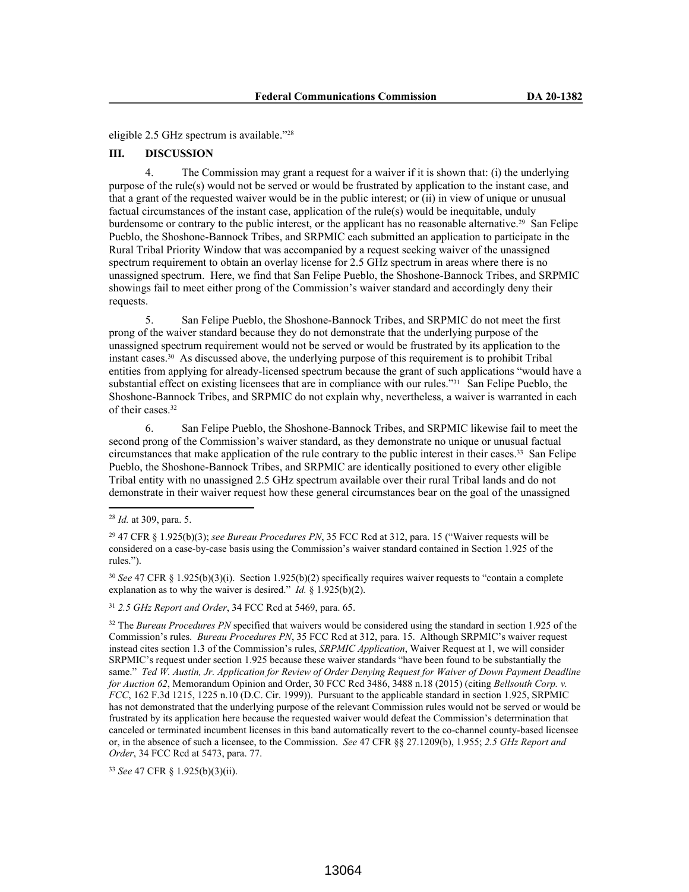eligible 2.5 GHz spectrum is available."[28]

## III. DISCUSSION

4. The Commission may grant a request for a waiver if it is shown that: (i) the underlying purpose of the rule(s) would not be served or would be frustrated by application to the instant case, and that a grant of the requested waiver would be in the public interest; or (ii) in view of unique or unusual factual circumstances of the instant case, application of the rule(s) would be inequitable, unduly burdensome or contrary to the public interest, or the applicant has no reasonable alternative.[29] San Felipe Pueblo, the Shoshone-Bannock Tribes, and SRPMIC each submitted an application to participate in the Rural Tribal Priority Window that was accompanied by a request seeking waiver of the unassigned spectrum requirement to obtain an overlay license for 2.5 GHz spectrum in areas where there is no unassigned spectrum. Here, we find that San Felipe Pueblo, the Shoshone-Bannock Tribes, and SRPMIC showings fail to meet either prong of the Commission's waiver standard and accordingly deny their requests.

5. San Felipe Pueblo, the Shoshone-Bannock Tribes, and SRPMIC do not meet the first prong of the waiver standard because they do not demonstrate that the underlying purpose of the unassigned spectrum requirement would not be served or would be frustrated by its application to the instant cases.[30] As discussed above, the underlying purpose of this requirement is to prohibit Tribal entities from applying for already-licensed spectrum because the grant of such applications "would have a substantial effect on existing licensees that are in compliance with our rules."[31] San Felipe Pueblo, the Shoshone-Bannock Tribes, and SRPMIC do not explain why, nevertheless, a waiver is warranted in each of their cases.[32]

6. San Felipe Pueblo, the Shoshone-Bannock Tribes, and SRPMIC likewise fail to meet the second prong of the Commission's waiver standard, as they demonstrate no unique or unusual factual circumstances that make application of the rule contrary to the public interest in their cases.[33] San Felipe Pueblo, the Shoshone-Bannock Tribes, and SRPMIC are identically positioned to every other eligible Tribal entity with no unassigned 2.5 GHz spectrum available over their rural Tribal lands and do not demonstrate in their waiver request how these general circumstances bear on the goal of the unassigned

---

[28] *Id.* at 309, para. 5.

[29] 47 CFR § 1.925(b)(3); *see Bureau Procedures PN*, 35 FCC Rcd at 312, para. 15 ("Waiver requests will be considered on a case-by-case basis using the Commission's waiver standard contained in Section 1.925 of the rules.").

[30] *See* 47 CFR § 1.925(b)(3)(i). Section 1.925(b)(2) specifically requires waiver requests to "contain a complete explanation as to why the waiver is desired." *Id.* § 1.925(b)(2).

[31] *2.5 GHz Report and Order*, 34 FCC Rcd at 5469, para. 65.

[32] The *Bureau Procedures PN* specified that waivers would be considered using the standard in section 1.925 of the Commission's rules. *Bureau Procedures PN*, 35 FCC Rcd at 312, para. 15. Although SRPMIC's waiver request instead cites section 1.3 of the Commission's rules, *SRPMIC Application*, Waiver Request at 1, we will consider SRPMIC's request under section 1.925 because these waiver standards "have been found to be substantially the same." *Ted W. Austin, Jr. Application for Review of Order Denying Request for Waiver of Down Payment Deadline for Auction 62*, Memorandum Opinion and Order, 30 FCC Rcd 3486, 3488 n.18 (2015) (citing *Bellsouth Corp. v. FCC*, 162 F.3d 1215, 1225 n.10 (D.C. Cir. 1999)). Pursuant to the applicable standard in section 1.925, SRPMIC has not demonstrated that the underlying purpose of the relevant Commission rules would not be served or would be frustrated by its application here because the requested waiver would defeat the Commission's determination that canceled or terminated incumbent licenses in this band automatically revert to the co-channel county-based licensee or, in the absence of such a licensee, to the Commission. *See* 47 CFR §§ 27.1209(b), 1.955; *2.5 GHz Report and Order*, 34 FCC Rcd at 5473, para. 77.

[33] *See* 47 CFR § 1.925(b)(3)(ii).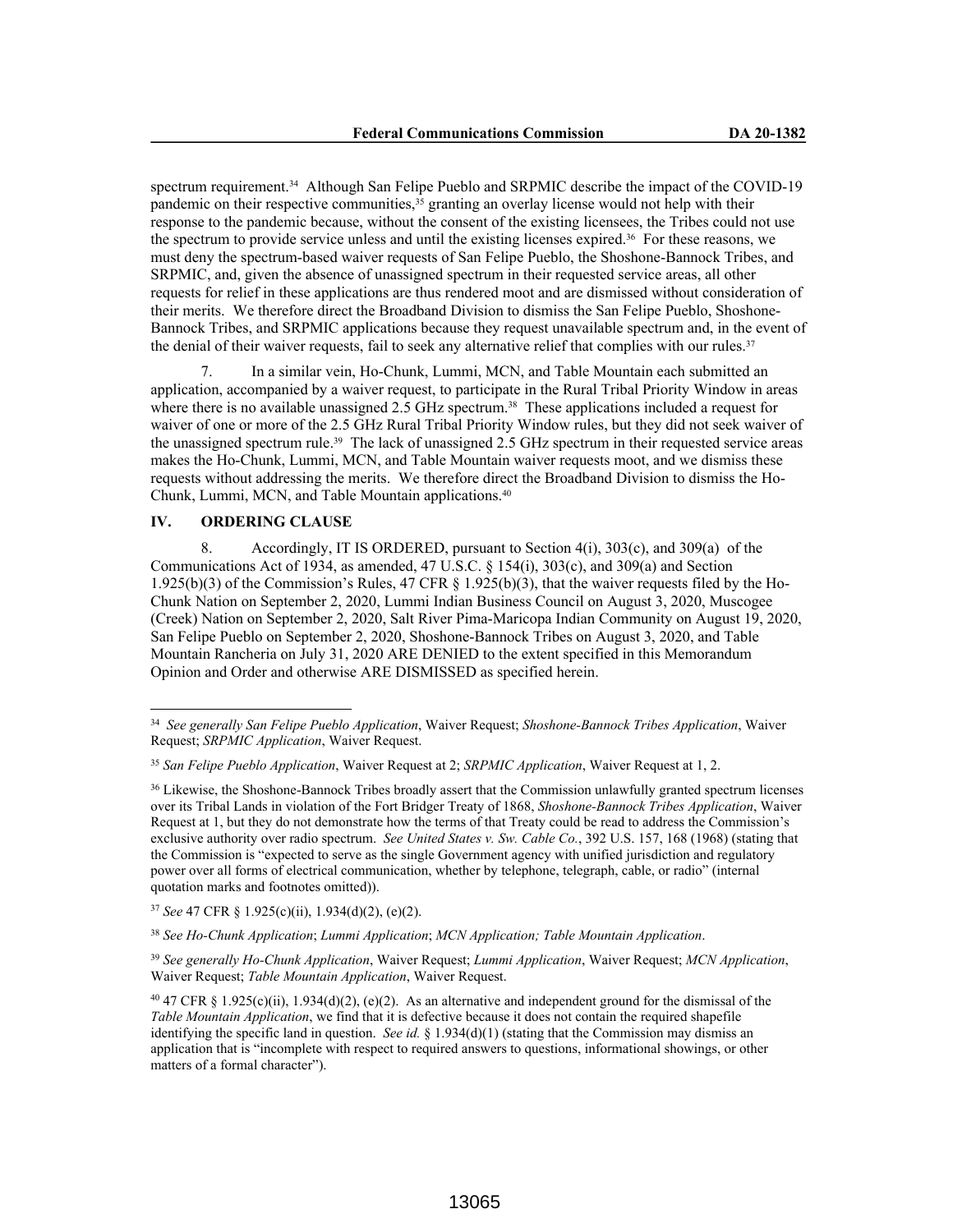spectrum requirement.[34] Although San Felipe Pueblo and SRPMIC describe the impact of the COVID-19 pandemic on their respective communities,[35] granting an overlay license would not help with their response to the pandemic because, without the consent of the existing licensees, the Tribes could not use the spectrum to provide service unless and until the existing licenses expired.[36] For these reasons, we must deny the spectrum-based waiver requests of San Felipe Pueblo, the Shoshone-Bannock Tribes, and SRPMIC, and, given the absence of unassigned spectrum in their requested service areas, all other requests for relief in these applications are thus rendered moot and are dismissed without consideration of their merits. We therefore direct the Broadband Division to dismiss the San Felipe Pueblo, Shoshone-Bannock Tribes, and SRPMIC applications because they request unavailable spectrum and, in the event of the denial of their waiver requests, fail to seek any alternative relief that complies with our rules.[37]

7. In a similar vein, Ho-Chunk, Lummi, MCN, and Table Mountain each submitted an application, accompanied by a waiver request, to participate in the Rural Tribal Priority Window in areas where there is no available unassigned 2.5 GHz spectrum.[38] These applications included a request for waiver of one or more of the 2.5 GHz Rural Tribal Priority Window rules, but they did not seek waiver of the unassigned spectrum rule.[39] The lack of unassigned 2.5 GHz spectrum in their requested service areas makes the Ho-Chunk, Lummi, MCN, and Table Mountain waiver requests moot, and we dismiss these requests without addressing the merits. We therefore direct the Broadband Division to dismiss the Ho-Chunk, Lummi, MCN, and Table Mountain applications.[40]

## IV. ORDERING CLAUSE

8. Accordingly, IT IS ORDERED, pursuant to Section 4(i), 303(c), and 309(a) of the Communications Act of 1934, as amended, 47 U.S.C. § 154(i), 303(c), and 309(a) and Section 1.925(b)(3) of the Commission's Rules, 47 CFR § 1.925(b)(3), that the waiver requests filed by the Ho-Chunk Nation on September 2, 2020, Lummi Indian Business Council on August 3, 2020, Muscogee (Creek) Nation on September 2, 2020, Salt River Pima-Maricopa Indian Community on August 19, 2020, San Felipe Pueblo on September 2, 2020, Shoshone-Bannock Tribes on August 3, 2020, and Table Mountain Rancheria on July 31, 2020 ARE DENIED to the extent specified in this Memorandum Opinion and Order and otherwise ARE DISMISSED as specified herein.

---

[34] *See generally San Felipe Pueblo Application*, Waiver Request; *Shoshone-Bannock Tribes Application*, Waiver Request; *SRPMIC Application*, Waiver Request.

[35] *San Felipe Pueblo Application*, Waiver Request at 2; *SRPMIC Application*, Waiver Request at 1, 2.

[36] Likewise, the Shoshone-Bannock Tribes broadly assert that the Commission unlawfully granted spectrum licenses over its Tribal Lands in violation of the Fort Bridger Treaty of 1868, *Shoshone-Bannock Tribes Application*, Waiver Request at 1, but they do not demonstrate how the terms of that Treaty could be read to address the Commission's exclusive authority over radio spectrum. *See United States v. Sw. Cable Co.*, 392 U.S. 157, 168 (1968) (stating that the Commission is "expected to serve as the single Government agency with unified jurisdiction and regulatory power over all forms of electrical communication, whether by telephone, telegraph, cable, or radio" (internal quotation marks and footnotes omitted)).

[37] *See* 47 CFR § 1.925(c)(ii), 1.934(d)(2), (e)(2).

[38] *See Ho-Chunk Application*; *Lummi Application*; *MCN Application; Table Mountain Application*.

[39] *See generally Ho-Chunk Application*, Waiver Request; *Lummi Application*, Waiver Request; *MCN Application*, Waiver Request; *Table Mountain Application*, Waiver Request.

[40] 47 CFR § 1.925(c)(ii), 1.934(d)(2), (e)(2). As an alternative and independent ground for the dismissal of the *Table Mountain Application*, we find that it is defective because it does not contain the required shapefile identifying the specific land in question. *See id.* § 1.934(d)(1) (stating that the Commission may dismiss an application that is "incomplete with respect to required answers to questions, informational showings, or other matters of a formal character").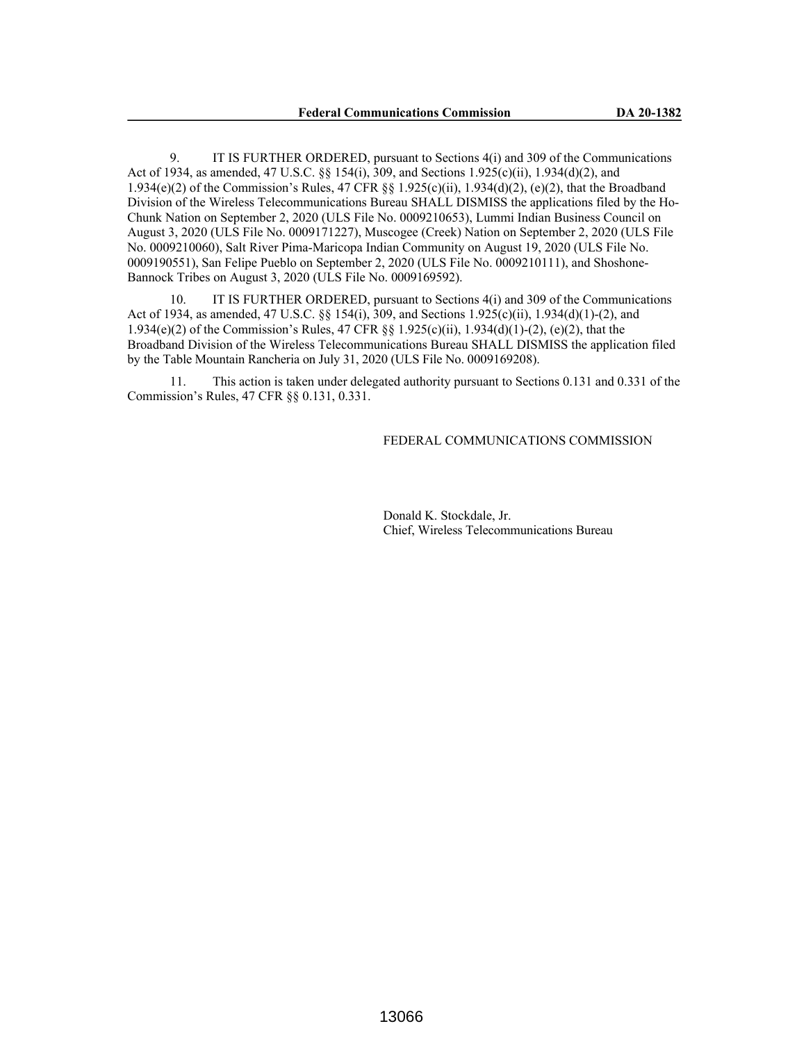9. IT IS FURTHER ORDERED, pursuant to Sections 4(i) and 309 of the Communications Act of 1934, as amended, 47 U.S.C. §§ 154(i), 309, and Sections 1.925(c)(ii), 1.934(d)(2), and 1.934(e)(2) of the Commission's Rules, 47 CFR §§ 1.925(c)(ii), 1.934(d)(2), (e)(2), that the Broadband Division of the Wireless Telecommunications Bureau SHALL DISMISS the applications filed by the Ho-Chunk Nation on September 2, 2020 (ULS File No. 0009210653), Lummi Indian Business Council on August 3, 2020 (ULS File No. 0009171227), Muscogee (Creek) Nation on September 2, 2020 (ULS File No. 0009210060), Salt River Pima-Maricopa Indian Community on August 19, 2020 (ULS File No. 0009190551), San Felipe Pueblo on September 2, 2020 (ULS File No. 0009210111), and Shoshone-Bannock Tribes on August 3, 2020 (ULS File No. 0009169592).

10. IT IS FURTHER ORDERED, pursuant to Sections 4(i) and 309 of the Communications Act of 1934, as amended, 47 U.S.C. §§ 154(i), 309, and Sections 1.925(c)(ii), 1.934(d)(1)-(2), and 1.934(e)(2) of the Commission's Rules, 47 CFR §§ 1.925(c)(ii), 1.934(d)(1)-(2), (e)(2), that the Broadband Division of the Wireless Telecommunications Bureau SHALL DISMISS the application filed by the Table Mountain Rancheria on July 31, 2020 (ULS File No. 0009169208).

11. This action is taken under delegated authority pursuant to Sections 0.131 and 0.331 of the Commission's Rules, 47 CFR §§ 0.131, 0.331.

FEDERAL COMMUNICATIONS COMMISSION

Donald K. Stockdale, Jr.
Chief, Wireless Telecommunications Bureau